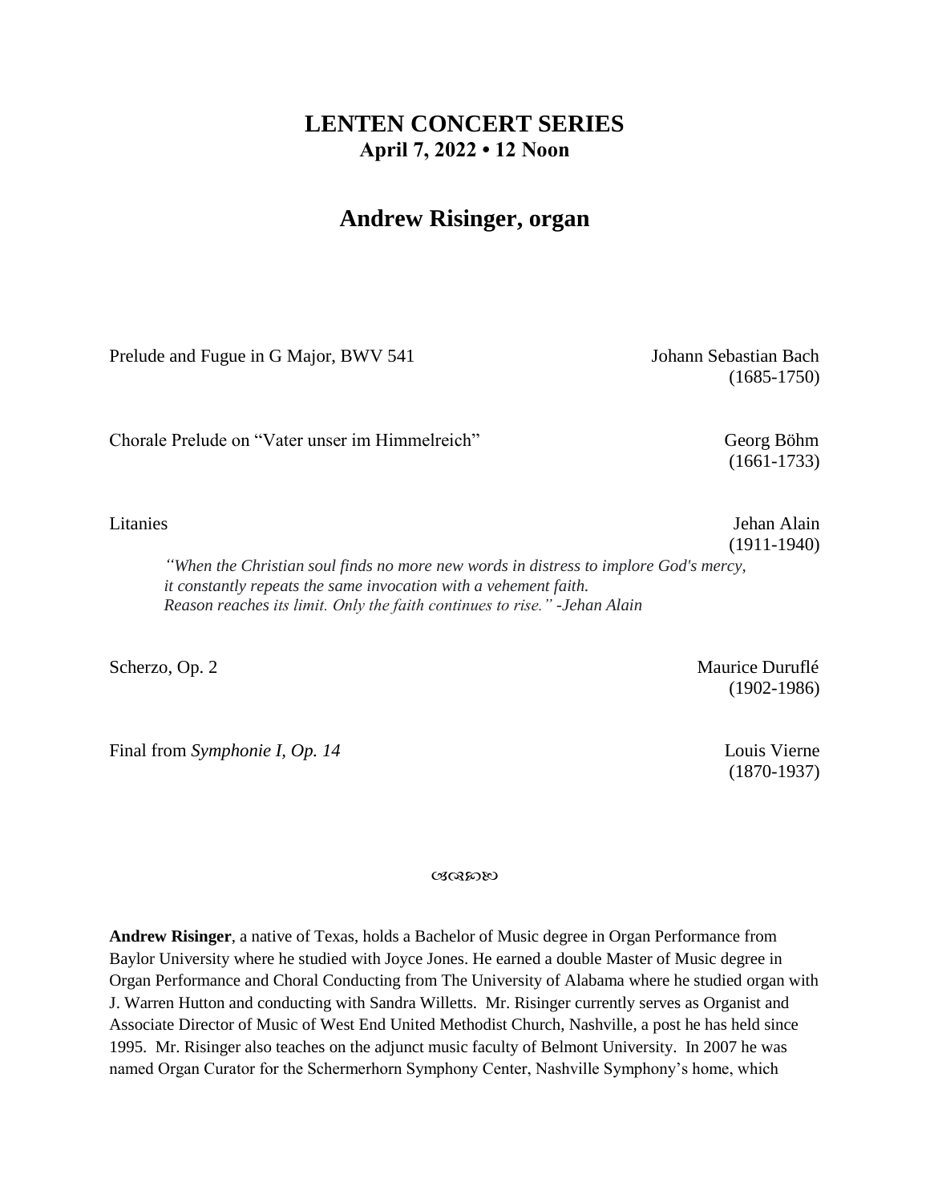# LENTEN CONCERT SERIES

**April 7, 2022 • 12 Noon**

## Andrew Risinger, organ

Prelude and Fugue in G Major, BWV 541 — Johann Sebastian Bach (1685-1750)

Chorale Prelude on "Vater unser im Himmelreich" — Georg Böhm (1661-1733)

Litanies — Jehan Alain (1911-1940)

> *"When the Christian soul finds no more new words in distress to implore God's mercy, it constantly repeats the same invocation with a vehement faith. Reason reaches its limit. Only the faith continues to rise." -Jehan Alain*

Scherzo, Op. 2 — Maurice Duruflé (1902-1986)

Final from *Symphonie I, Op. 14* — Louis Vierne (1870-1937)

---

**Andrew Risinger**, a native of Texas, holds a Bachelor of Music degree in Organ Performance from Baylor University where he studied with Joyce Jones. He earned a double Master of Music degree in Organ Performance and Choral Conducting from The University of Alabama where he studied organ with J. Warren Hutton and conducting with Sandra Willetts. Mr. Risinger currently serves as Organist and Associate Director of Music of West End United Methodist Church, Nashville, a post he has held since 1995. Mr. Risinger also teaches on the adjunct music faculty of Belmont University. In 2007 he was named Organ Curator for the Schermerhorn Symphony Center, Nashville Symphony's home, which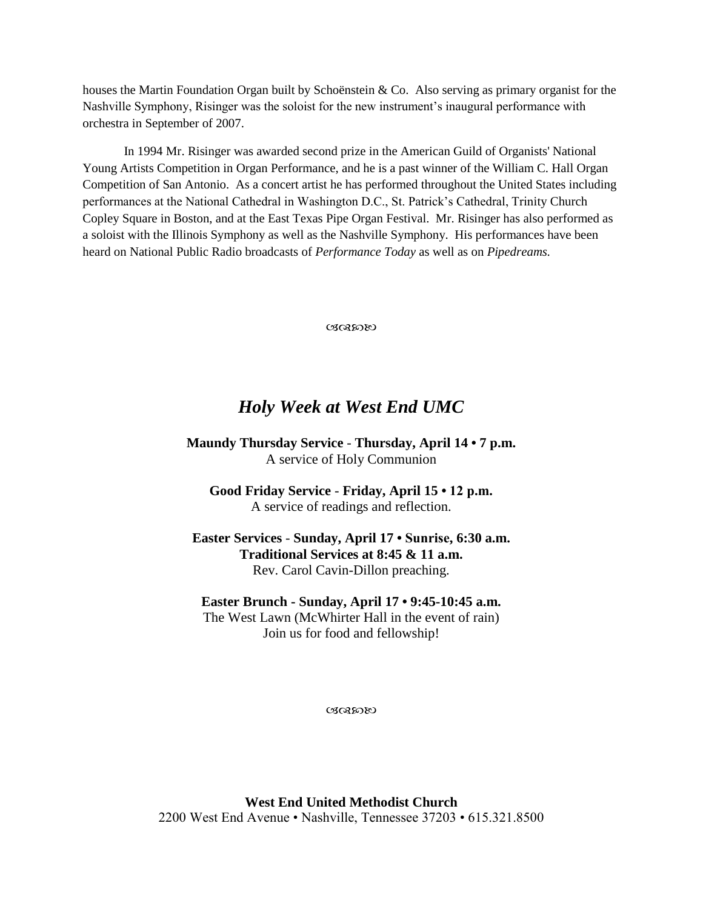houses the Martin Foundation Organ built by Schoënstein & Co. Also serving as primary organist for the Nashville Symphony, Risinger was the soloist for the new instrument's inaugural performance with orchestra in September of 2007.

In 1994 Mr. Risinger was awarded second prize in the American Guild of Organists' National Young Artists Competition in Organ Performance, and he is a past winner of the William C. Hall Organ Competition of San Antonio. As a concert artist he has performed throughout the United States including performances at the National Cathedral in Washington D.C., St. Patrick's Cathedral, Trinity Church Copley Square in Boston, and at the East Texas Pipe Organ Festival. Mr. Risinger has also performed as a soloist with the Illinois Symphony as well as the Nashville Symphony. His performances have been heard on National Public Radio broadcasts of *Performance Today* as well as on *Pipedreams.*

## *Holy Week at West End UMC*

**Maundy Thursday Service - Thursday, April 14 • 7 p.m.**
A service of Holy Communion

**Good Friday Service - Friday, April 15 • 12 p.m.**
A service of readings and reflection.

**Easter Services - Sunday, April 17 • Sunrise, 6:30 a.m.**
**Traditional Services at 8:45 & 11 a.m.**
Rev. Carol Cavin-Dillon preaching.

**Easter Brunch - Sunday, April 17 • 9:45-10:45 a.m.**
The West Lawn (McWhirter Hall in the event of rain)
Join us for food and fellowship!

**West End United Methodist Church**
2200 West End Avenue • Nashville, Tennessee 37203 • 615.321.8500